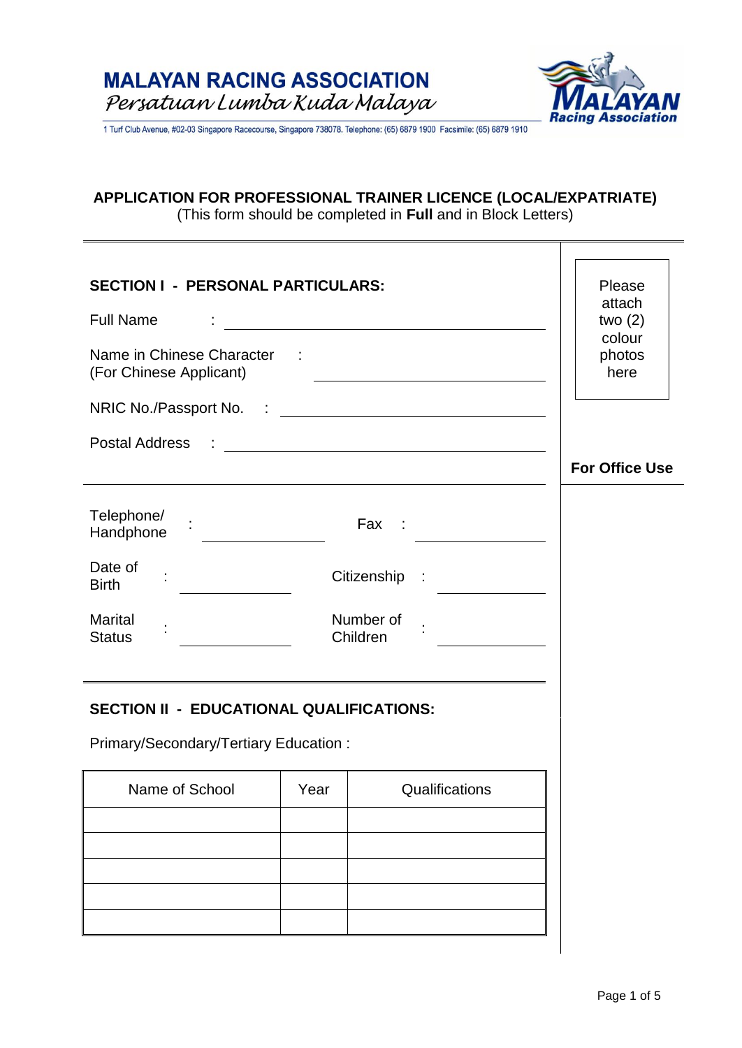# MALAYAN RACING ASSOCIATION

*Persatuan Lumba Kuda Malaya*

1 Turf Club Avenue, #02-03 Singapore Racecourse, Singapore 738078. Telephone: (65) 6879 1900 Facsimile: (65) 6879 1910

## APPLICATION FOR PROFESSIONAL TRAINER LICENCE (LOCAL/EXPATRIATE)

(This form should be completed in **Full** and in Block Letters)

Please attach two (2) colour photos here

**For Office Use**

### SECTION I - PERSONAL PARTICULARS:

Full Name : ______________________________

Name in Chinese Character (For Chinese Applicant) : ______________________________

NRIC No./Passport No. : ______________________________

Postal Address : ______________________________

Telephone/ Handphone : ______________ Fax : ______________

Date of Birth : ______________ Citizenship : ______________

Marital Status : ______________ Number of Children : ______________

### SECTION II - EDUCATIONAL QUALIFICATIONS:

Primary/Secondary/Tertiary Education :

| Name of School | Year | Qualifications |
|---|---|---|
| | | |
| | | |
| | | |
| | | |
| | | |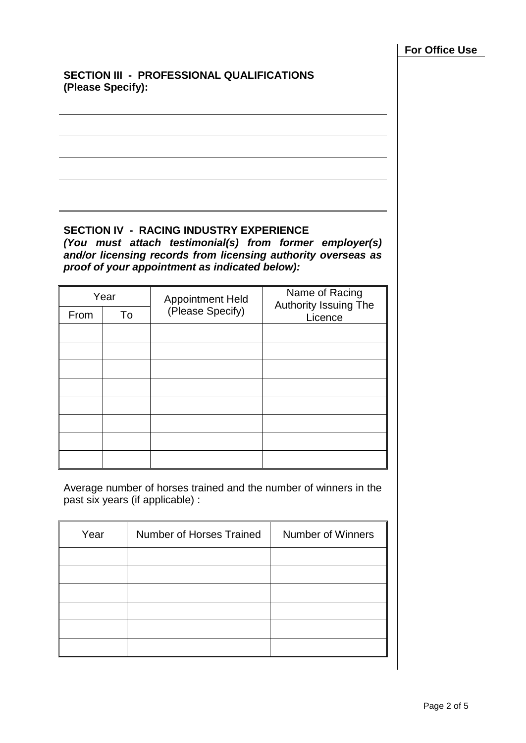**For Office Use**

## SECTION III - PROFESSIONAL QUALIFICATIONS (Please Specify):

## SECTION IV - RACING INDUSTRY EXPERIENCE

***(You must attach testimonial(s) from former employer(s) and/or licensing records from licensing authority overseas as proof of your appointment as indicated below):***

| Year | | Appointment Held (Please Specify) | Name of Racing Authority Issuing The Licence |
|---|---|---|---|
| From | To | | |
| | | | |
| | | | |
| | | | |
| | | | |
| | | | |
| | | | |
| | | | |
| | | | |

Average number of horses trained and the number of winners in the past six years (if applicable) :

| Year | Number of Horses Trained | Number of Winners |
|---|---|---|
| | | |
| | | |
| | | |
| | | |
| | | |
| | | |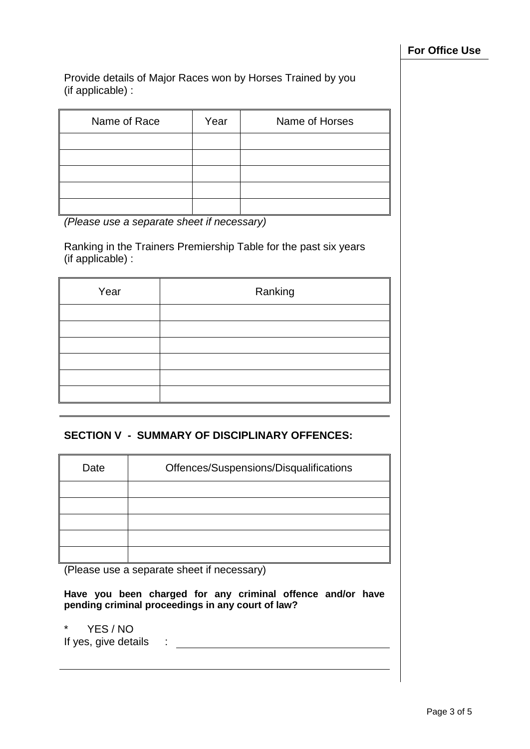**For Office Use**

Provide details of Major Races won by Horses Trained by you (if applicable) :

| Name of Race | Year | Name of Horses |
| --- | --- | --- |
| | | |
| | | |
| | | |
| | | |
| | | |

*(Please use a separate sheet if necessary)*

Ranking in the Trainers Premiership Table for the past six years (if applicable) :

| Year | Ranking |
| --- | --- |
| | |
| | |
| | |
| | |
| | |
| | |

---

## SECTION V - SUMMARY OF DISCIPLINARY OFFENCES:

| Date | Offences/Suspensions/Disqualifications |
| --- | --- |
| | |
| | |
| | |
| | |
| | |

(Please use a separate sheet if necessary)

**Have you been charged for any criminal offence and/or have pending criminal proceedings in any court of law?**

\* YES / NO

If yes, give details : ______________________________

______________________________________________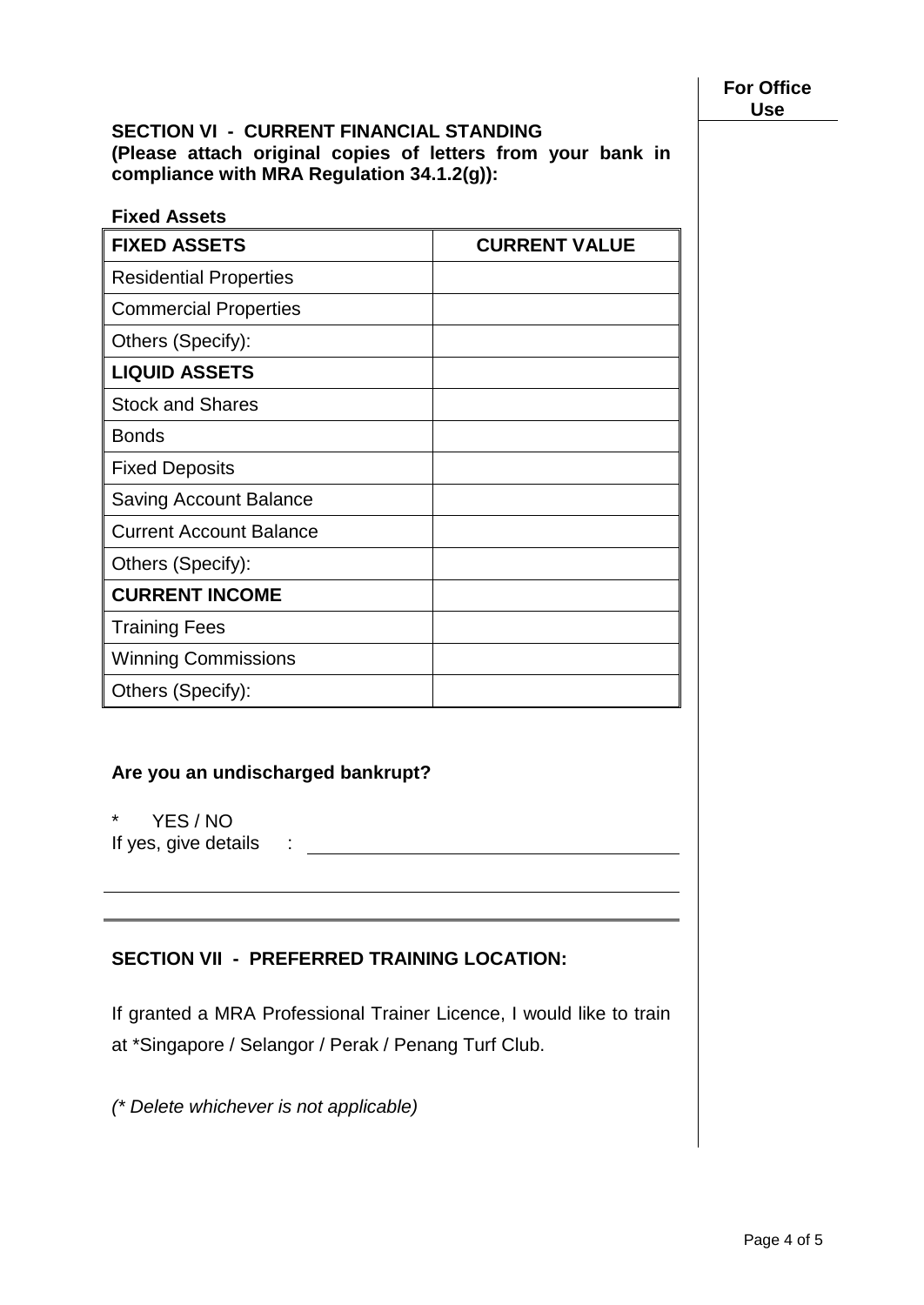**For Office Use**

## SECTION VI - CURRENT FINANCIAL STANDING

**(Please attach original copies of letters from your bank in compliance with MRA Regulation 34.1.2(g)):**

**Fixed Assets**

| FIXED ASSETS | CURRENT VALUE |
|---|---|
| Residential Properties | |
| Commercial Properties | |
| Others (Specify): | |
| **LIQUID ASSETS** | |
| Stock and Shares | |
| Bonds | |
| Fixed Deposits | |
| Saving Account Balance | |
| Current Account Balance | |
| Others (Specify): | |
| **CURRENT INCOME** | |
| Training Fees | |
| Winning Commissions | |
| Others (Specify): | |

**Are you an undischarged bankrupt?**

\* YES / NO

If yes, give details : ______________________________

______________________________

## SECTION VII - PREFERRED TRAINING LOCATION:

If granted a MRA Professional Trainer Licence, I would like to train at *Singapore / Selangor / Perak / Penang Turf Club.

*(* Delete whichever is not applicable)*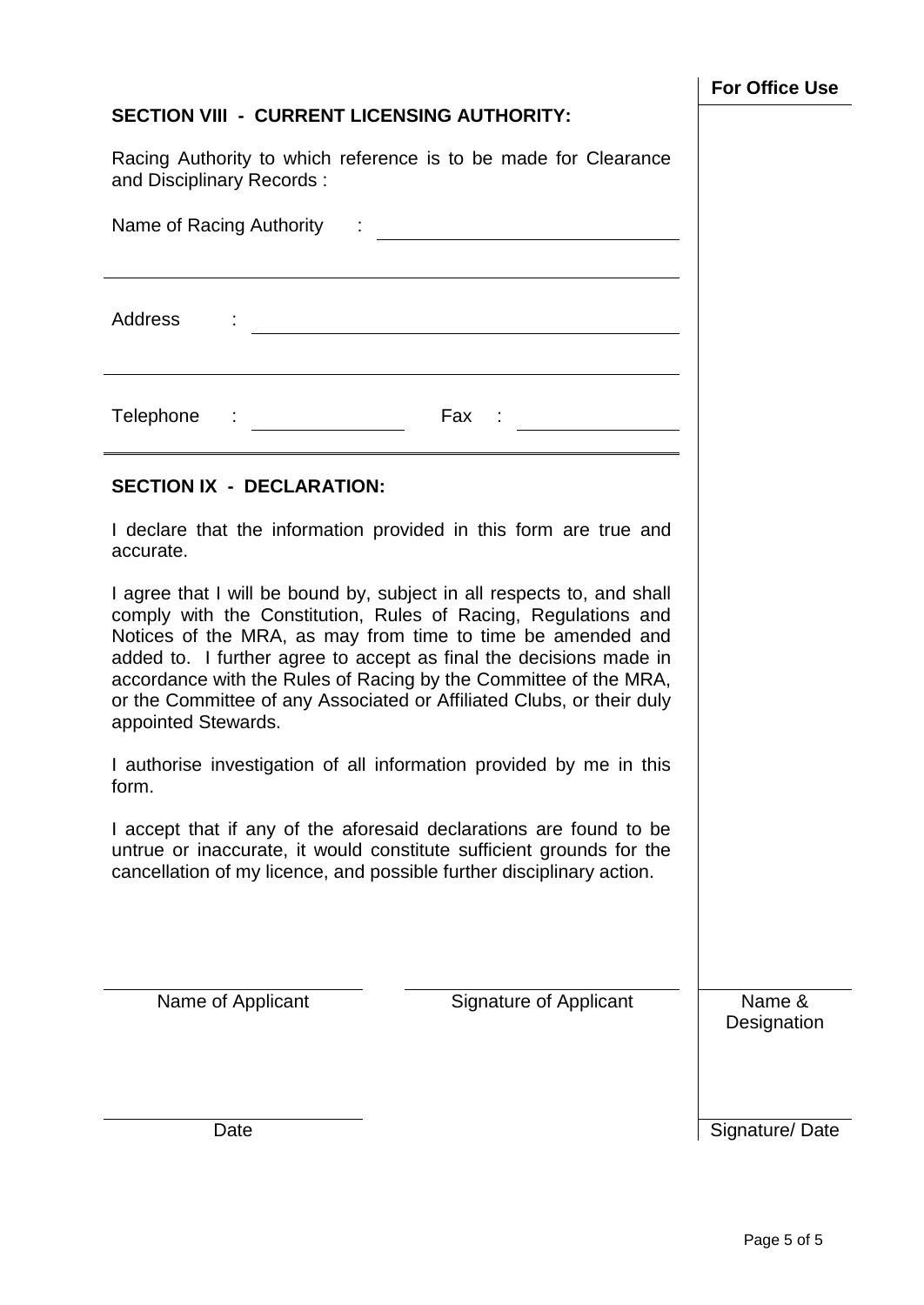**For Office Use**

## SECTION VIII - CURRENT LICENSING AUTHORITY:

Racing Authority to which reference is to be made for Clearance and Disciplinary Records :

Name of Racing Authority : ______________________________

______________________________________________________

Address : ______________________________________________

______________________________________________________

Telephone : ________________ Fax : ________________

## SECTION IX - DECLARATION:

I declare that the information provided in this form are true and accurate.

I agree that I will be bound by, subject in all respects to, and shall comply with the Constitution, Rules of Racing, Regulations and Notices of the MRA, as may from time to time be amended and added to. I further agree to accept as final the decisions made in accordance with the Rules of Racing by the Committee of the MRA, or the Committee of any Associated or Affiliated Clubs, or their duly appointed Stewards.

I authorise investigation of all information provided by me in this form.

I accept that if any of the aforesaid declarations are found to be untrue or inaccurate, it would constitute sufficient grounds for the cancellation of my licence, and possible further disciplinary action.

| ______________________ | ______________________ | |
|---|---|---|
| Name of Applicant | Signature of Applicant | Name & Designation |
| ______________________ | | |
| Date | | Signature/ Date |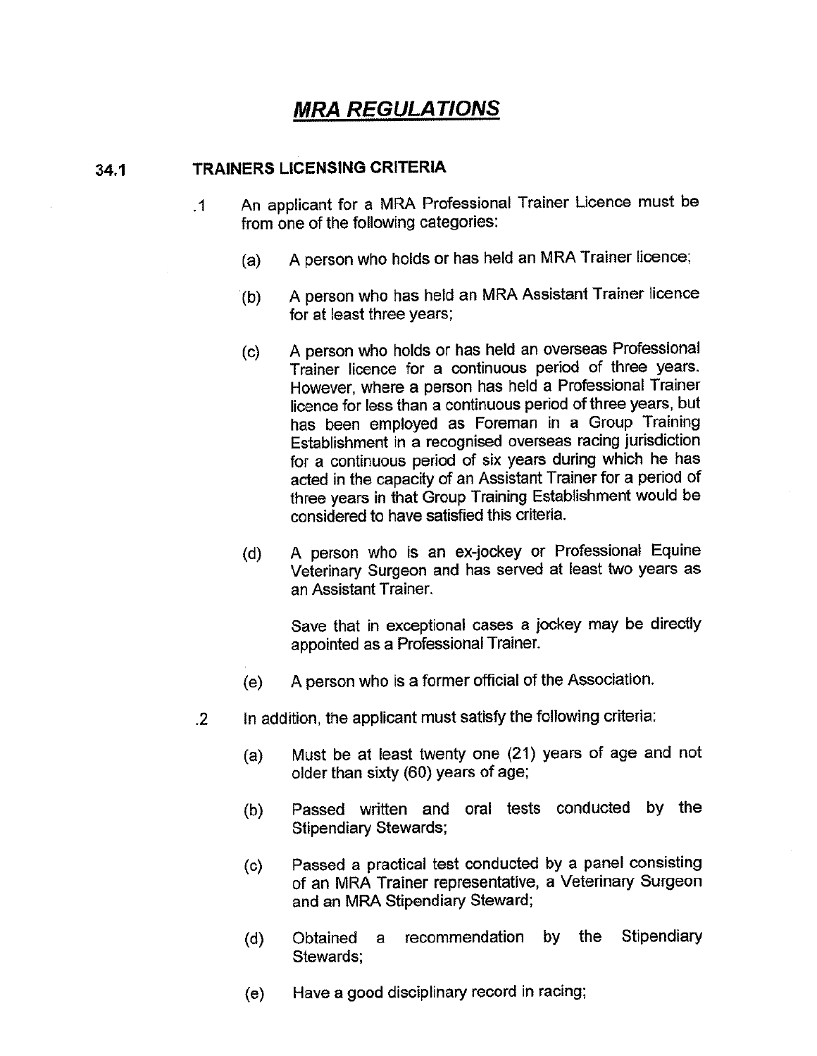# *MRA REGULATIONS*

## 34.1 TRAINERS LICENSING CRITERIA

.1 An applicant for a MRA Professional Trainer Licence must be from one of the following categories:

(a) A person who holds or has held an MRA Trainer licence;

(b) A person who has held an MRA Assistant Trainer licence for at least three years;

(c) A person who holds or has held an overseas Professional Trainer licence for a continuous period of three years. However, where a person has held a Professional Trainer licence for less than a continuous period of three years, but has been employed as Foreman in a Group Training Establishment in a recognised overseas racing jurisdiction for a continuous period of six years during which he has acted in the capacity of an Assistant Trainer for a period of three years in that Group Training Establishment would be considered to have satisfied this criteria.

(d) A person who is an ex-jockey or Professional Equine Veterinary Surgeon and has served at least two years as an Assistant Trainer.

Save that in exceptional cases a jockey may be directly appointed as a Professional Trainer.

(e) A person who is a former official of the Association.

.2 In addition, the applicant must satisfy the following criteria:

(a) Must be at least twenty one (21) years of age and not older than sixty (60) years of age;

(b) Passed written and oral tests conducted by the Stipendiary Stewards;

(c) Passed a practical test conducted by a panel consisting of an MRA Trainer representative, a Veterinary Surgeon and an MRA Stipendiary Steward;

(d) Obtained a recommendation by the Stipendiary Stewards;

(e) Have a good disciplinary record in racing;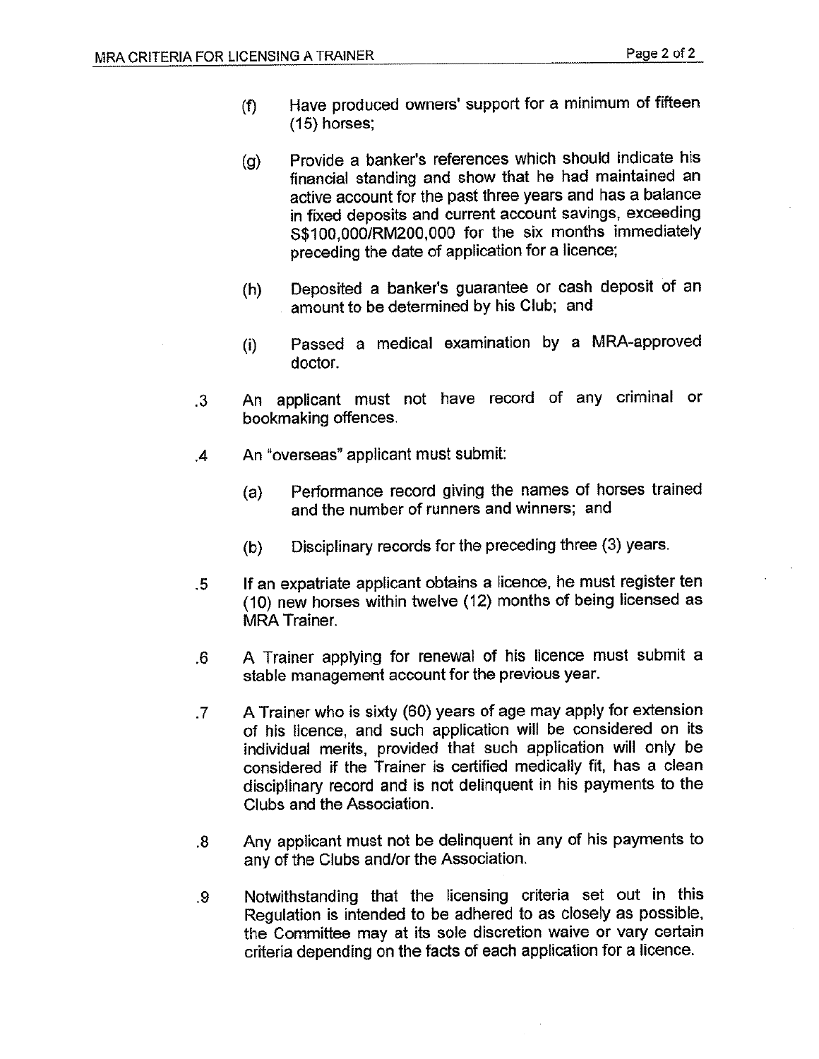(f) Have produced owners' support for a minimum of fifteen (15) horses;

(g) Provide a banker's references which should indicate his financial standing and show that he had maintained an active account for the past three years and has a balance in fixed deposits and current account savings, exceeding S$100,000/RM200,000 for the six months immediately preceding the date of application for a licence;

(h) Deposited a banker's guarantee or cash deposit of an amount to be determined by his Club; and

(i) Passed a medical examination by a MRA-approved doctor.

.3 An applicant must not have record of any criminal or bookmaking offences.

.4 An "overseas" applicant must submit:

(a) Performance record giving the names of horses trained and the number of runners and winners; and

(b) Disciplinary records for the preceding three (3) years.

.5 If an expatriate applicant obtains a licence, he must register ten (10) new horses within twelve (12) months of being licensed as MRA Trainer.

.6 A Trainer applying for renewal of his licence must submit a stable management account for the previous year.

.7 A Trainer who is sixty (60) years of age may apply for extension of his licence, and such application will be considered on its individual merits, provided that such application will only be considered if the Trainer is certified medically fit, has a clean disciplinary record and is not delinquent in his payments to the Clubs and the Association.

.8 Any applicant must not be delinquent in any of his payments to any of the Clubs and/or the Association.

.9 Notwithstanding that the licensing criteria set out in this Regulation is intended to be adhered to as closely as possible, the Committee may at its sole discretion waive or vary certain criteria depending on the facts of each application for a licence.